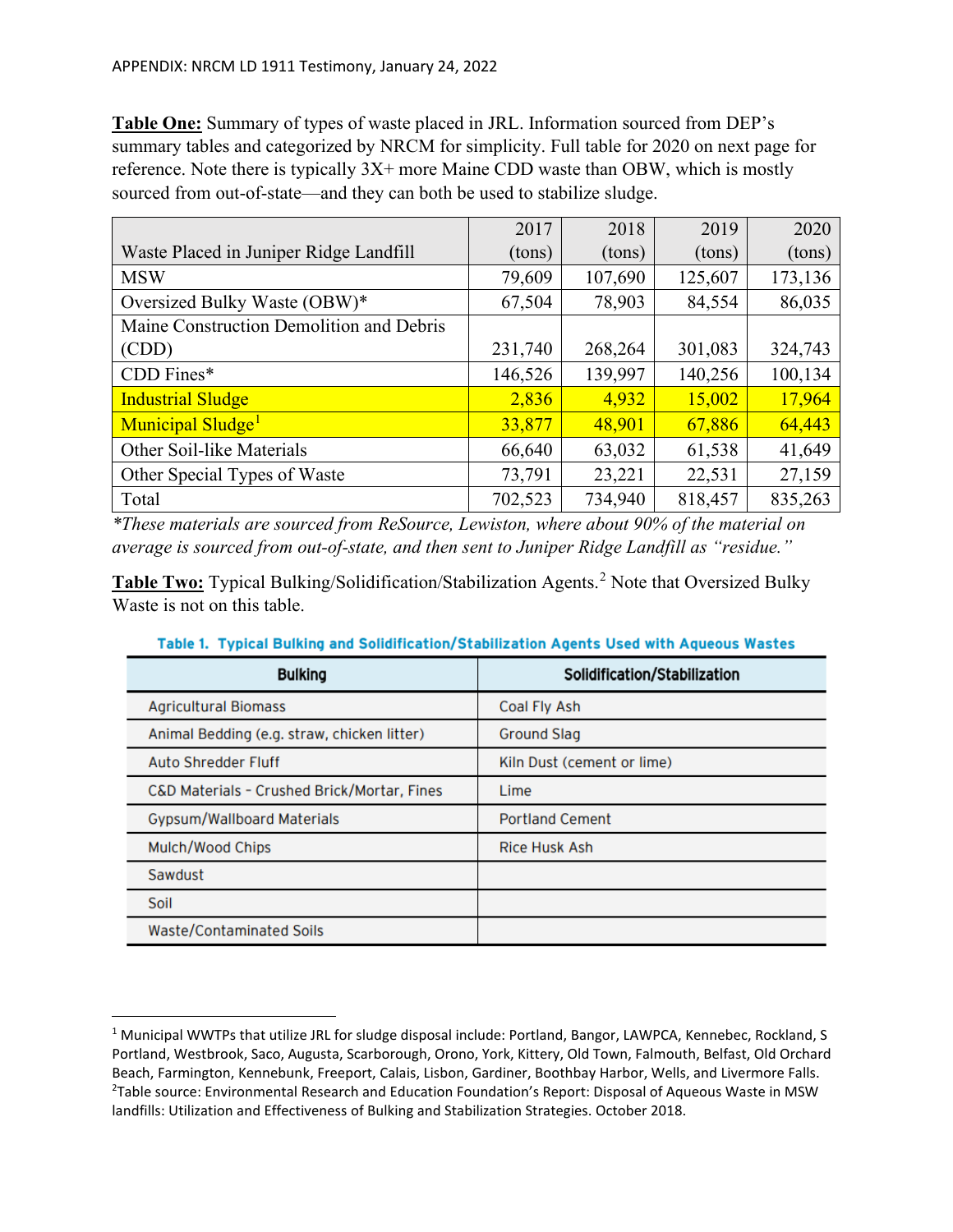APPENDIX: NRCM LD 1911 Testimony, January 24, 2022

**Table One:** Summary of types of waste placed in JRL. Information sourced from DEP's summary tables and categorized by NRCM for simplicity. Full table for 2020 on next page for reference. Note there is typically 3X+ more Maine CDD waste than OBW, which is mostly sourced from out-of-state—and they can both be used to stabilize sludge.

| Waste Placed in Juniper Ridge Landfill | 2017 (tons) | 2018 (tons) | 2019 (tons) | 2020 (tons) |
|---|---|---|---|---|
| MSW | 79,609 | 107,690 | 125,607 | 173,136 |
| Oversized Bulky Waste (OBW)* | 67,504 | 78,903 | 84,554 | 86,035 |
| Maine Construction Demolition and Debris (CDD) | 231,740 | 268,264 | 301,083 | 324,743 |
| CDD Fines* | 146,526 | 139,997 | 140,256 | 100,134 |
| Industrial Sludge | 2,836 | 4,932 | 15,002 | 17,964 |
| Municipal Sludge[1] | 33,877 | 48,901 | 67,886 | 64,443 |
| Other Soil-like Materials | 66,640 | 63,032 | 61,538 | 41,649 |
| Other Special Types of Waste | 73,791 | 23,221 | 22,531 | 27,159 |
| Total | 702,523 | 734,940 | 818,457 | 835,263 |

*\*These materials are sourced from ReSource, Lewiston, where about 90% of the material on average is sourced from out-of-state, and then sent to Juniper Ridge Landfill as "residue."*

**Table Two:** Typical Bulking/Solidification/Stabilization Agents.[2] Note that Oversized Bulky Waste is not on this table.

**Table 1. Typical Bulking and Solidification/Stabilization Agents Used with Aqueous Wastes**

| Bulking | Solidification/Stabilization |
|---|---|
| Agricultural Biomass | Coal Fly Ash |
| Animal Bedding (e.g. straw, chicken litter) | Ground Slag |
| Auto Shredder Fluff | Kiln Dust (cement or lime) |
| C&D Materials - Crushed Brick/Mortar, Fines | Lime |
| Gypsum/Wallboard Materials | Portland Cement |
| Mulch/Wood Chips | Rice Husk Ash |
| Sawdust | |
| Soil | |
| Waste/Contaminated Soils | |

[1] Municipal WWTPs that utilize JRL for sludge disposal include: Portland, Bangor, LAWPCA, Kennebec, Rockland, S Portland, Westbrook, Saco, Augusta, Scarborough, Orono, York, Kittery, Old Town, Falmouth, Belfast, Old Orchard Beach, Farmington, Kennebunk, Freeport, Calais, Lisbon, Gardiner, Boothbay Harbor, Wells, and Livermore Falls.

[2] Table source: Environmental Research and Education Foundation's Report: Disposal of Aqueous Waste in MSW landfills: Utilization and Effectiveness of Bulking and Stabilization Strategies. October 2018.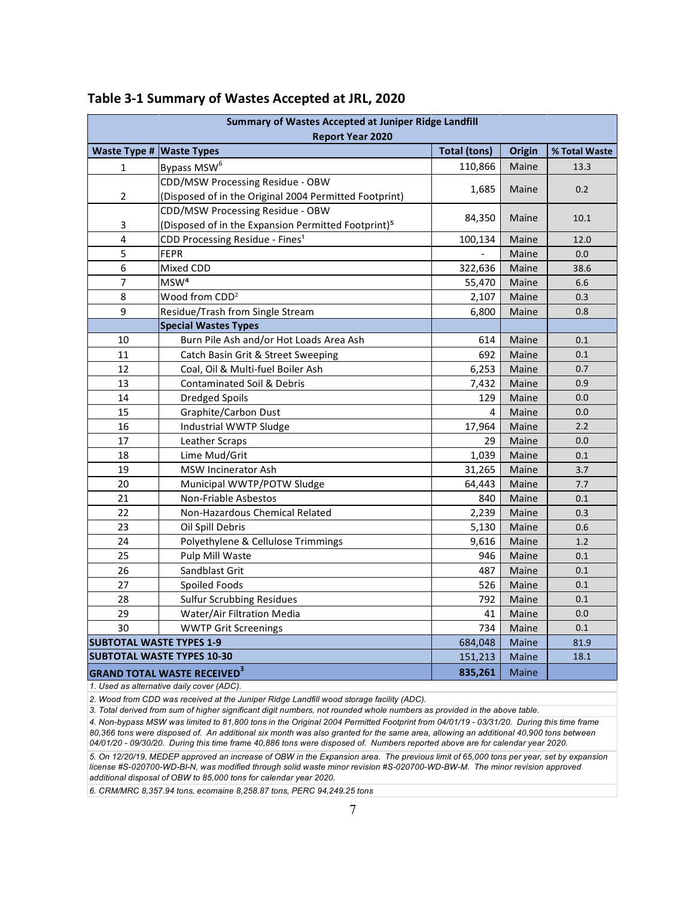## Table 3-1 Summary of Wastes Accepted at JRL, 2020

| Summary of Wastes Accepted at Juniper Ridge Landfill Report Year 2020 | | | | |
|---|---|---|---|---|
| Waste Type # | Waste Types | Total (tons) | Origin | % Total Waste |
| 1 | Bypass MSW[6] | 110,866 | Maine | 13.3 |
| 2 | CDD/MSW Processing Residue - OBW (Disposed of in the Original 2004 Permitted Footprint) | 1,685 | Maine | 0.2 |
| 3 | CDD/MSW Processing Residue - OBW (Disposed of in the Expansion Permitted Footprint)[5] | 84,350 | Maine | 10.1 |
| 4 | CDD Processing Residue - Fines[1] | 100,134 | Maine | 12.0 |
| 5 | FEPR | - | Maine | 0.0 |
| 6 | Mixed CDD | 322,636 | Maine | 38.6 |
| 7 | MSW[4] | 55,470 | Maine | 6.6 |
| 8 | Wood from CDD[2] | 2,107 | Maine | 0.3 |
| 9 | Residue/Trash from Single Stream | 6,800 | Maine | 0.8 |
| | **Special Wastes Types** | | | |
| 10 | Burn Pile Ash and/or Hot Loads Area Ash | 614 | Maine | 0.1 |
| 11 | Catch Basin Grit & Street Sweeping | 692 | Maine | 0.1 |
| 12 | Coal, Oil & Multi-fuel Boiler Ash | 6,253 | Maine | 0.7 |
| 13 | Contaminated Soil & Debris | 7,432 | Maine | 0.9 |
| 14 | Dredged Spoils | 129 | Maine | 0.0 |
| 15 | Graphite/Carbon Dust | 4 | Maine | 0.0 |
| 16 | Industrial WWTP Sludge | 17,964 | Maine | 2.2 |
| 17 | Leather Scraps | 29 | Maine | 0.0 |
| 18 | Lime Mud/Grit | 1,039 | Maine | 0.1 |
| 19 | MSW Incinerator Ash | 31,265 | Maine | 3.7 |
| 20 | Municipal WWTP/POTW Sludge | 64,443 | Maine | 7.7 |
| 21 | Non-Friable Asbestos | 840 | Maine | 0.1 |
| 22 | Non-Hazardous Chemical Related | 2,239 | Maine | 0.3 |
| 23 | Oil Spill Debris | 5,130 | Maine | 0.6 |
| 24 | Polyethylene & Cellulose Trimmings | 9,616 | Maine | 1.2 |
| 25 | Pulp Mill Waste | 946 | Maine | 0.1 |
| 26 | Sandblast Grit | 487 | Maine | 0.1 |
| 27 | Spoiled Foods | 526 | Maine | 0.1 |
| 28 | Sulfur Scrubbing Residues | 792 | Maine | 0.1 |
| 29 | Water/Air Filtration Media | 41 | Maine | 0.0 |
| 30 | WWTP Grit Screenings | 734 | Maine | 0.1 |
| **SUBTOTAL WASTE TYPES 1-9** | | 684,048 | Maine | 81.9 |
| **SUBTOTAL WASTE TYPES 10-30** | | 151,213 | Maine | 18.1 |
| **GRAND TOTAL WASTE RECEIVED[3]** | | **835,261** | Maine | |

*1. Used as alternative daily cover (ADC).*

*2. Wood from CDD was received at the Juniper Ridge Landfill wood storage facility (ADC).*

*3. Total derived from sum of higher significant digit numbers, not rounded whole numbers as provided in the above table.*

*4. Non-bypass MSW was limited to 81,800 tons in the Original 2004 Permitted Footprint from 04/01/19 - 03/31/20. During this time frame 80,366 tons were disposed of. An additional six month was also granted for the same area, allowing an additional 40,900 tons between 04/01/20 - 09/30/20. During this time frame 40,886 tons were disposed of. Numbers reported above are for calendar year 2020.*

*5. On 12/20/19, MEDEP approved an increase of OBW in the Expansion area. The previous limit of 65,000 tons per year, set by expansion license #S-020700-WD-BI-N, was modified through solid waste minor revision #S-020700-WD-BW-M. The minor revision approved additional disposal of OBW to 85,000 tons for calendar year 2020.*

*6. CRM/MRC 8,357.94 tons, ecomaine 8,258.87 tons, PERC 94,249.25 tons*